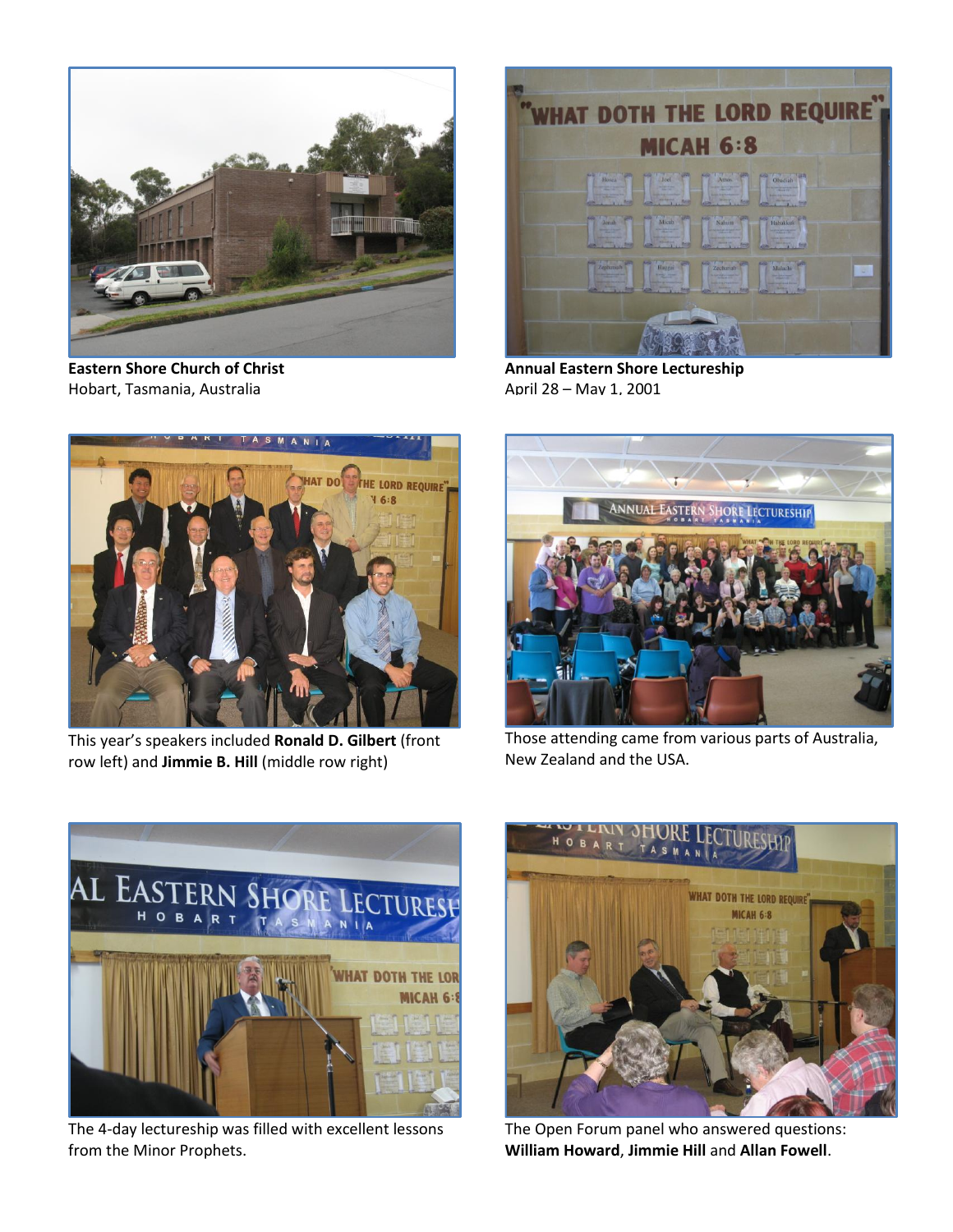**Eastern Shore Church of Christ**
Hobart, Tasmania, Australia

**Annual Eastern Shore Lectureship**
April 28 – May 1, 2001

This year's speakers included **Ronald D. Gilbert** (front row left) and **Jimmie B. Hill** (middle row right)

Those attending came from various parts of Australia, New Zealand and the USA.

The 4-day lectureship was filled with excellent lessons from the Minor Prophets.

The Open Forum panel who answered questions: **William Howard**, **Jimmie Hill** and **Allan Fowell**.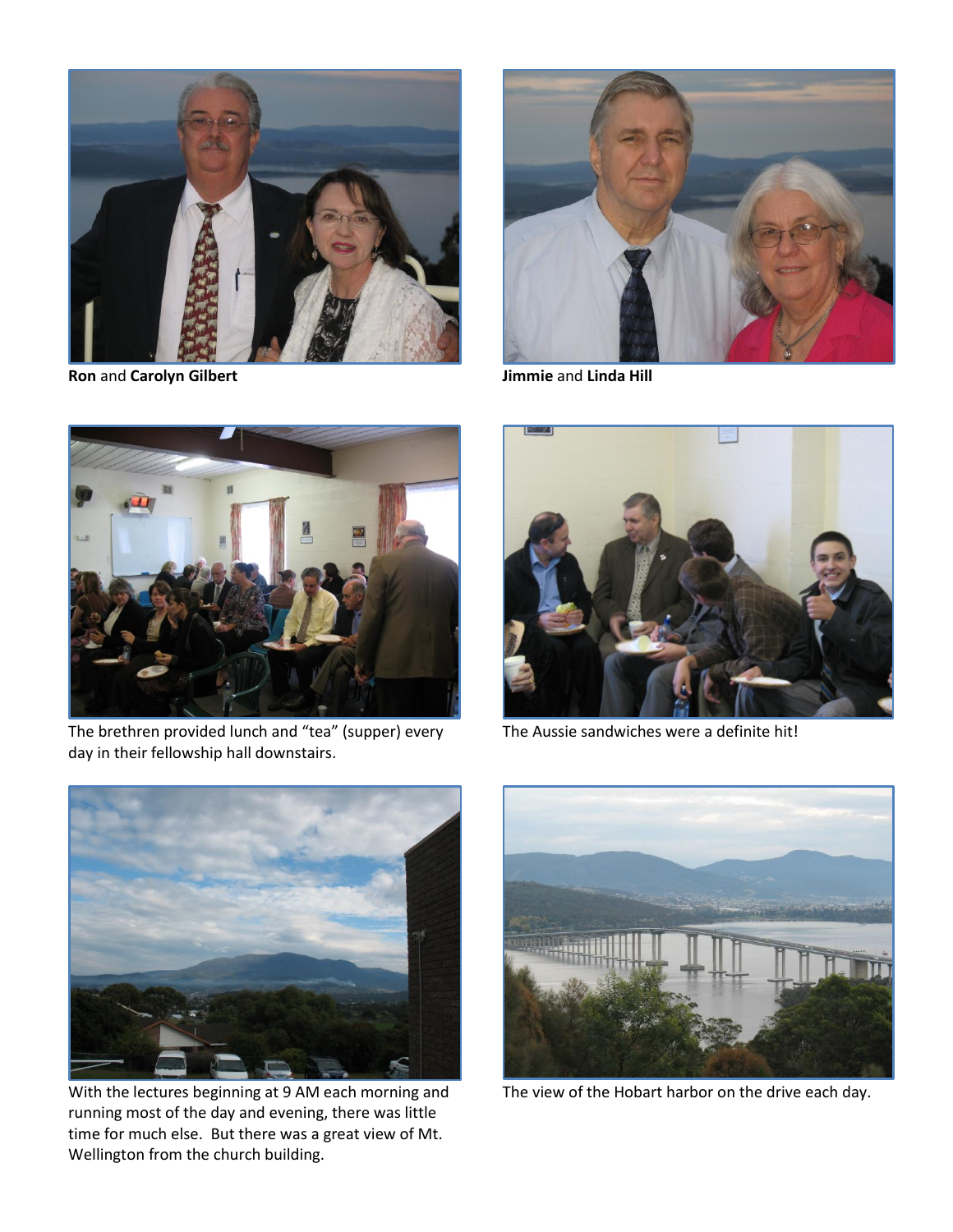**Ron** and **Carolyn Gilbert**

**Jimmie** and **Linda Hill**

The brethren provided lunch and "tea" (supper) every day in their fellowship hall downstairs.

The Aussie sandwiches were a definite hit!

With the lectures beginning at 9 AM each morning and running most of the day and evening, there was little time for much else. But there was a great view of Mt. Wellington from the church building.

The view of the Hobart harbor on the drive each day.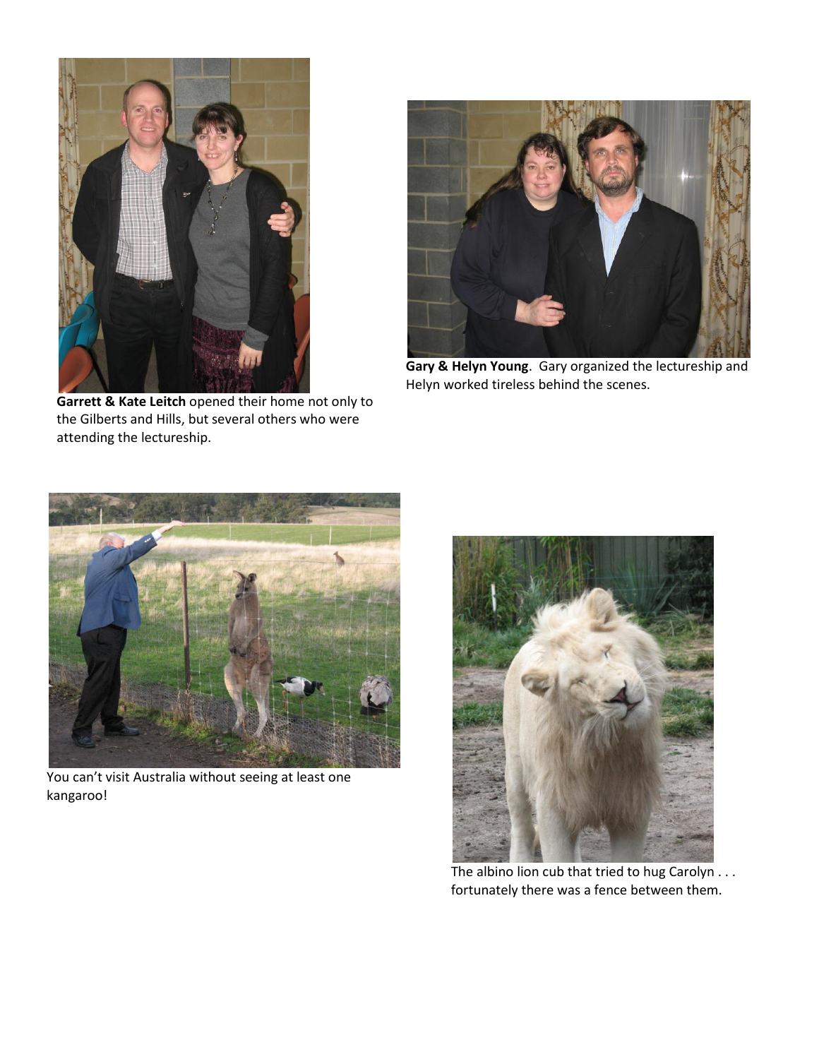**Garrett & Kate Leitch** opened their home not only to the Gilberts and Hills, but several others who were attending the lectureship.

**Gary & Helyn Young**. Gary organized the lectureship and Helyn worked tireless behind the scenes.

You can't visit Australia without seeing at least one kangaroo!

The albino lion cub that tried to hug Carolyn . . . fortunately there was a fence between them.